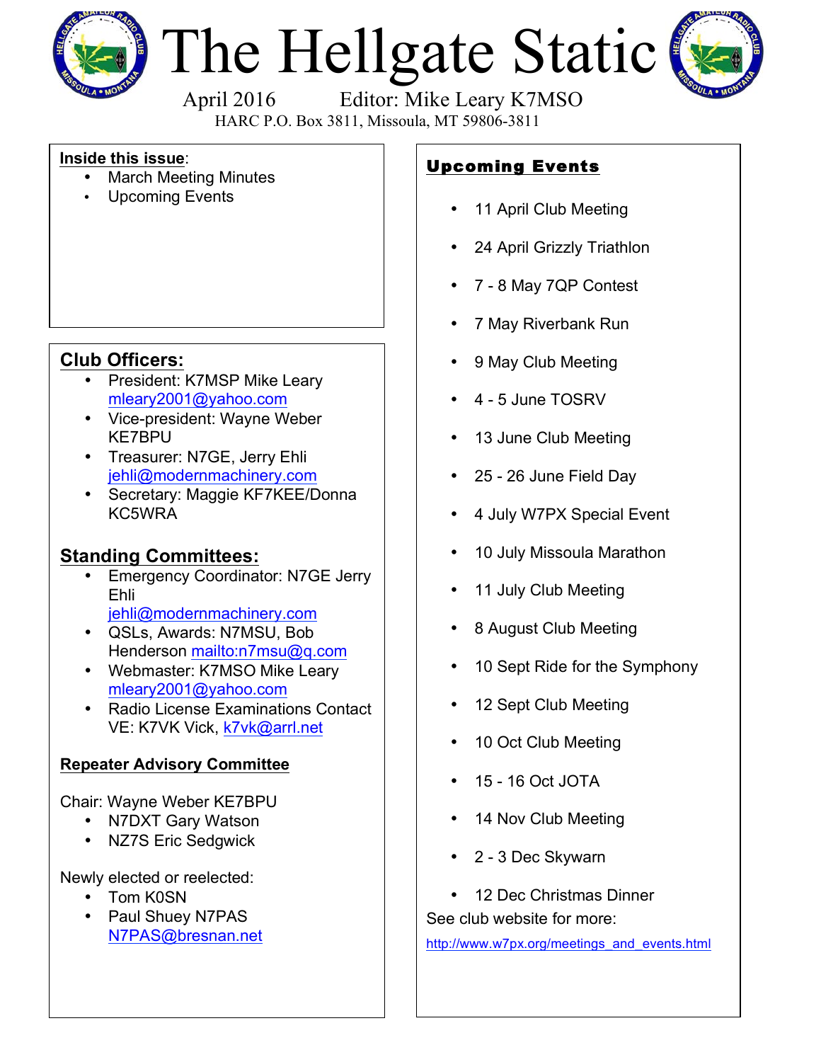# The Hellgate Static

April 2016 Editor: Mike Leary K7MSO

HARC P.O. Box 3811, Missoula, MT 59806-3811

**Inside this issue**:

- March Meeting Minutes
- Upcoming Events

## Club Officers:

- President: K7MSP Mike Leary mleary2001@yahoo.com
- Vice-president: Wayne Weber KE7BPU
- Treasurer: N7GE, Jerry Ehli jehli@modernmachinery.com
- Secretary: Maggie KF7KEE/Donna KC5WRA

## Standing Committees:

- Emergency Coordinator: N7GE Jerry Ehli jehli@modernmachinery.com
- QSLs, Awards: N7MSU, Bob Henderson mailto:n7msu@q.com
- Webmaster: K7MSO Mike Leary mleary2001@yahoo.com
- Radio License Examinations Contact VE: K7VK Vick, k7vk@arrl.net

### Repeater Advisory Committee

Chair: Wayne Weber KE7BPU

- N7DXT Gary Watson
- NZ7S Eric Sedgwick

Newly elected or reelected:

- Tom K0SN
- Paul Shuey N7PAS N7PAS@bresnan.net

## Upcoming Events

- 11 April Club Meeting
- 24 April Grizzly Triathlon
- 7 - 8 May 7QP Contest
- 7 May Riverbank Run
- 9 May Club Meeting
- 4 - 5 June TOSRV
- 13 June Club Meeting
- 25 - 26 June Field Day
- 4 July W7PX Special Event
- 10 July Missoula Marathon
- 11 July Club Meeting
- 8 August Club Meeting
- 10 Sept Ride for the Symphony
- 12 Sept Club Meeting
- 10 Oct Club Meeting
- 15 - 16 Oct JOTA
- 14 Nov Club Meeting
- 2 - 3 Dec Skywarn
- 12 Dec Christmas Dinner

See club website for more:

http://www.w7px.org/meetings_and_events.html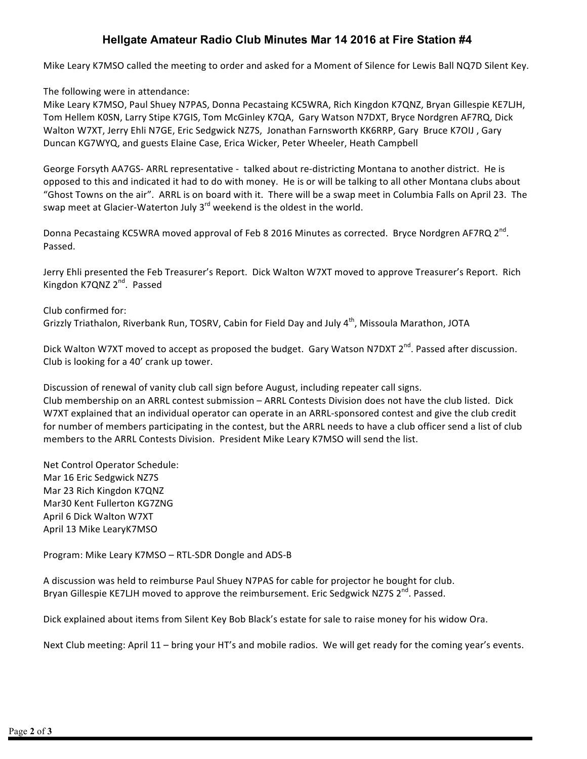# Hellgate Amateur Radio Club Minutes Mar 14 2016 at Fire Station #4

Mike Leary K7MSO called the meeting to order and asked for a Moment of Silence for Lewis Ball NQ7D Silent Key.

The following were in attendance:
Mike Leary K7MSO, Paul Shuey N7PAS, Donna Pecastaing KC5WRA, Rich Kingdon K7QNZ, Bryan Gillespie KE7LJH, Tom Hellem K0SN, Larry Stipe K7GIS, Tom McGinley K7QA, Gary Watson N7DXT, Bryce Nordgren AF7RQ, Dick Walton W7XT, Jerry Ehli N7GE, Eric Sedgwick NZ7S, Jonathan Farnsworth KK6RRP, Gary Bruce K7OIJ , Gary Duncan KG7WYQ, and guests Elaine Case, Erica Wicker, Peter Wheeler, Heath Campbell

George Forsyth AA7GS- ARRL representative - talked about re-districting Montana to another district. He is opposed to this and indicated it had to do with money. He is or will be talking to all other Montana clubs about "Ghost Towns on the air". ARRL is on board with it. There will be a swap meet in Columbia Falls on April 23. The swap meet at Glacier-Waterton July 3rd weekend is the oldest in the world.

Donna Pecastaing KC5WRA moved approval of Feb 8 2016 Minutes as corrected. Bryce Nordgren AF7RQ 2nd. Passed.

Jerry Ehli presented the Feb Treasurer's Report. Dick Walton W7XT moved to approve Treasurer's Report. Rich Kingdon K7QNZ 2nd. Passed

Club confirmed for:
Grizzly Triathalon, Riverbank Run, TOSRV, Cabin for Field Day and July 4th, Missoula Marathon, JOTA

Dick Walton W7XT moved to accept as proposed the budget. Gary Watson N7DXT 2nd. Passed after discussion. Club is looking for a 40' crank up tower.

Discussion of renewal of vanity club call sign before August, including repeater call signs.
Club membership on an ARRL contest submission – ARRL Contests Division does not have the club listed. Dick W7XT explained that an individual operator can operate in an ARRL-sponsored contest and give the club credit for number of members participating in the contest, but the ARRL needs to have a club officer send a list of club members to the ARRL Contests Division. President Mike Leary K7MSO will send the list.

Net Control Operator Schedule:
Mar 16 Eric Sedgwick NZ7S
Mar 23 Rich Kingdon K7QNZ
Mar30 Kent Fullerton KG7ZNG
April 6 Dick Walton W7XT
April 13 Mike LearyK7MSO

Program: Mike Leary K7MSO – RTL-SDR Dongle and ADS-B

A discussion was held to reimburse Paul Shuey N7PAS for cable for projector he bought for club.
Bryan Gillespie KE7LJH moved to approve the reimbursement. Eric Sedgwick NZ7S 2nd. Passed.

Dick explained about items from Silent Key Bob Black's estate for sale to raise money for his widow Ora.

Next Club meeting: April 11 – bring your HT's and mobile radios. We will get ready for the coming year's events.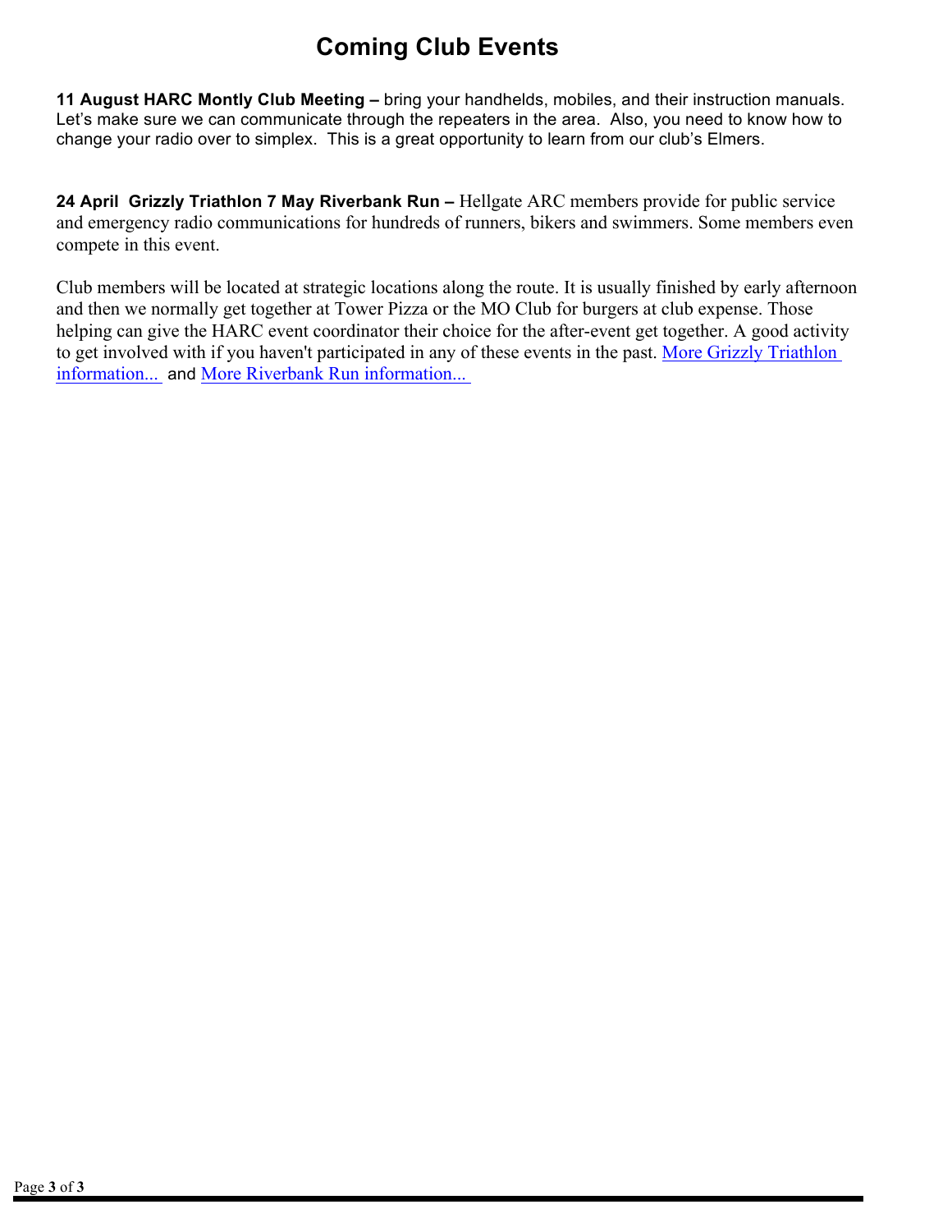# Coming Club Events

**11 August HARC Montly Club Meeting –** bring your handhelds, mobiles, and their instruction manuals. Let's make sure we can communicate through the repeaters in the area. Also, you need to know how to change your radio over to simplex. This is a great opportunity to learn from our club's Elmers.

**24 April Grizzly Triathlon 7 May Riverbank Run –** Hellgate ARC members provide for public service and emergency radio communications for hundreds of runners, bikers and swimmers. Some members even compete in this event.

Club members will be located at strategic locations along the route. It is usually finished by early afternoon and then we normally get together at Tower Pizza or the MO Club for burgers at club expense. Those helping can give the HARC event coordinator their choice for the after-event get together. A good activity to get involved with if you haven't participated in any of these events in the past. More Grizzly Triathlon information... and More Riverbank Run information...